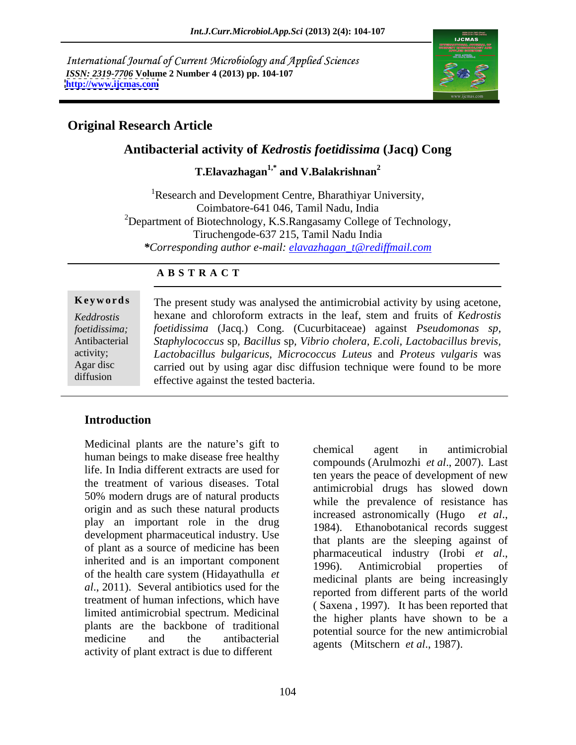International Journal of Current Microbiology and Applied Sciences
*ISSN: 2319-7706* **Volume 2 Number 4 (2013) pp. 104-107**
**http://www.ijcmas.com**

## Original Research Article

# Antibacterial activity of *Kedrostis foetidissima* (Jacq) Cong

**T.Elavazhagan[1,*] and V.Balakrishnan[2]**

[1]Research and Development Centre, Bharathiyar University, Coimbatore-641 046, Tamil Nadu, India
[2]Department of Biotechnology, K.S.Rangasamy College of Technology, Tiruchengode-637 215, Tamil Nadu India
*\*Corresponding author e-mail: elavazhagan_t@rediffmail.com*

### A B S T R A C T

**Keywords**

*Keddrostis foetidissima;* Antibacterial activity; Agar disc diffusion

The present study was analysed the antimicrobial activity by using acetone, hexane and chloroform extracts in the leaf, stem and fruits of *Kedrostis foetidissima* (Jacq.) Cong. (Cucurbitaceae) against *Pseudomonas sp, Staphylococcus* sp*, Bacillus* sp*, Vibrio cholera, E.coli, Lactobacillus brevis, Lactobacillus bulgaricus, Micrococcus Luteus* and *Proteus vulgaris* was carried out by using agar disc diffusion technique were found to be more effective against the tested bacteria.

## Introduction

Medicinal plants are the nature's gift to human beings to make disease free healthy life. In India different extracts are used for the treatment of various diseases. Total 50% modern drugs are of natural products origin and as such these natural products play an important role in the drug development pharmaceutical industry. Use of plant as a source of medicine has been inherited and is an important component of the health care system (Hidayathulla *et al*., 2011). Several antibiotics used for the treatment of human infections, which have limited antimicrobial spectrum. Medicinal plants are the backbone of traditional medicine and the antibacterial activity of plant extract is due to different chemical agent in antimicrobial compounds (Arulmozhi *et al*., 2007). Last ten years the peace of development of new antimicrobial drugs has slowed down while the prevalence of resistance has increased astronomically (Hugo *et al*., 1984). Ethanobotanical records suggest that plants are the sleeping against of pharmaceutical industry (Irobi *et al*., 1996). Antimicrobial properties of medicinal plants are being increasingly reported from different parts of the world ( Saxena , 1997). It has been reported that the higher plants have shown to be a potential source for the new antimicrobial agents (Mitschern *et al*., 1987).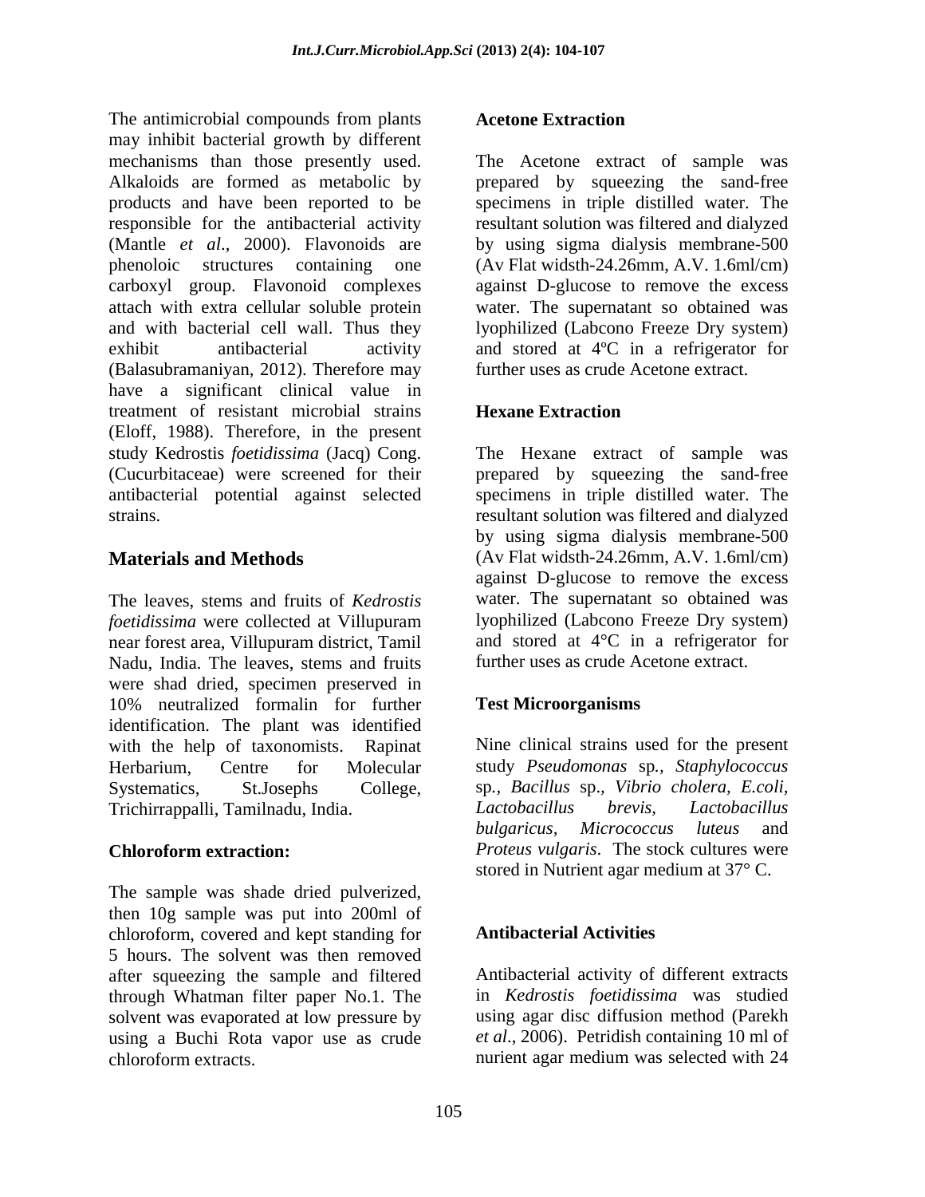The antimicrobial compounds from plants may inhibit bacterial growth by different mechanisms than those presently used. Alkaloids are formed as metabolic by products and have been reported to be responsible for the antibacterial activity (Mantle *et al*., 2000). Flavonoids are phenoloic structures containing one carboxyl group. Flavonoid complexes attach with extra cellular soluble protein and with bacterial cell wall. Thus they exhibit antibacterial activity (Balasubramaniyan, 2012). Therefore may have a significant clinical value in treatment of resistant microbial strains (Eloff, 1988). Therefore, in the present study Kedrostis *foetidissima* (Jacq) Cong. (Cucurbitaceae) were screened for their antibacterial potential against selected strains.

## Materials and Methods

The leaves, stems and fruits of *Kedrostis foetidissima* were collected at Villupuram near forest area, Villupuram district, Tamil Nadu, India. The leaves, stems and fruits were shad dried, specimen preserved in 10% neutralized formalin for further identification. The plant was identified with the help of taxonomists. Rapinat Herbarium, Centre for Molecular Systematics, St.Josephs College, Trichirrappalli, Tamilnadu, India.

### Chloroform extraction:

The sample was shade dried pulverized, then 10g sample was put into 200ml of chloroform, covered and kept standing for 5 hours. The solvent was then removed after squeezing the sample and filtered through Whatman filter paper No.1. The solvent was evaporated at low pressure by using a Buchi Rota vapor use as crude chloroform extracts.

### Acetone Extraction

The Acetone extract of sample was prepared by squeezing the sand-free specimens in triple distilled water. The resultant solution was filtered and dialyzed by using sigma dialysis membrane-500 (Av Flat widsth-24.26mm, A.V. 1.6ml/cm) against D-glucose to remove the excess water. The supernatant so obtained was lyophilized (Labcono Freeze Dry system) and stored at 4ºC in a refrigerator for further uses as crude Acetone extract.

### Hexane Extraction

The Hexane extract of sample was prepared by squeezing the sand-free specimens in triple distilled water. The resultant solution was filtered and dialyzed by using sigma dialysis membrane-500 (Av Flat widsth-24.26mm, A.V. 1.6ml/cm) against D-glucose to remove the excess water. The supernatant so obtained was lyophilized (Labcono Freeze Dry system) and stored at 4°C in a refrigerator for further uses as crude Acetone extract.

### Test Microorganisms

Nine clinical strains used for the present study *Pseudomonas* sp*., Staphylococcus* sp*., Bacillus* sp., *Vibrio cholera*, *E.coli*, *Lactobacillus brevis, Lactobacillus bulgaricus, Micrococcus luteus* and *Proteus vulgaris*. The stock cultures were stored in Nutrient agar medium at 37° C.

### Antibacterial Activities

Antibacterial activity of different extracts in *Kedrostis foetidissima* was studied using agar disc diffusion method (Parekh *et al*., 2006). Petridish containing 10 ml of nurient agar medium was selected with 24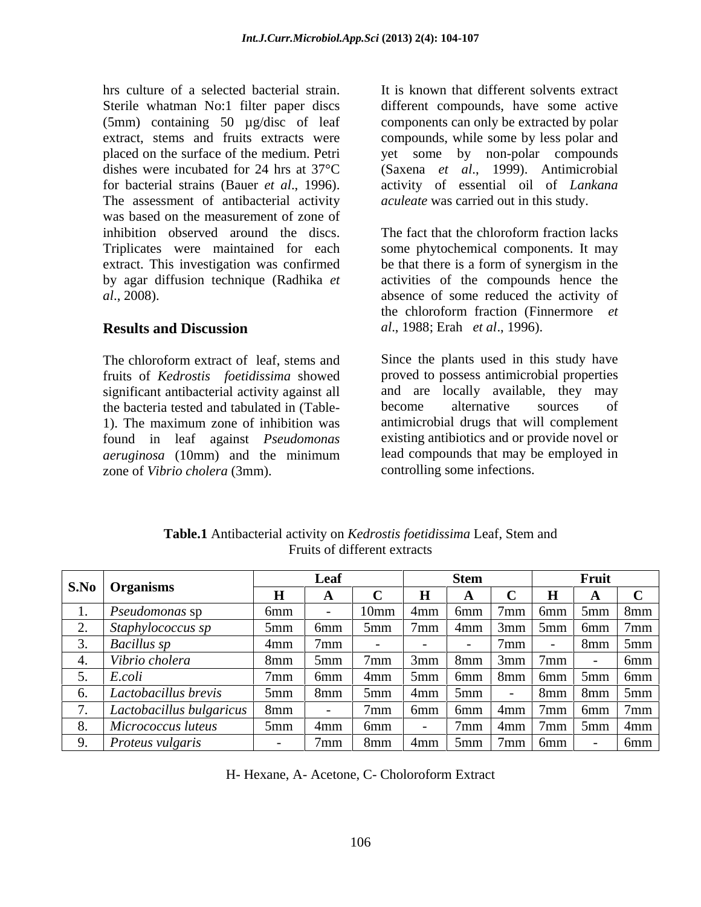hrs culture of a selected bacterial strain. Sterile whatman No:1 filter paper discs (5mm) containing 50 µg/disc of leaf extract, stems and fruits extracts were placed on the surface of the medium. Petri dishes were incubated for 24 hrs at 37°C for bacterial strains (Bauer *et al*., 1996). The assessment of antibacterial activity was based on the measurement of zone of inhibition observed around the discs. Triplicates were maintained for each extract. This investigation was confirmed by agar diffusion technique (Radhika *et al*., 2008).

## Results and Discussion

The chloroform extract of leaf, stems and fruits of *Kedrostis foetidissima* showed significant antibacterial activity against all the bacteria tested and tabulated in (Table-1). The maximum zone of inhibition was found in leaf against *Pseudomonas aeruginosa* (10mm) and the minimum zone of *Vibrio cholera* (3mm).

It is known that different solvents extract different compounds, have some active components can only be extracted by polar compounds, while some by less polar and yet some by non-polar compounds (Saxena *et al*., 1999). Antimicrobial activity of essential oil of *Lankana aculeate* was carried out in this study.

The fact that the chloroform fraction lacks some phytochemical components. It may be that there is a form of synergism in the activities of the compounds hence the absence of some reduced the activity of the chloroform fraction (Finnermore *et al*., 1988; Erah *et al*., 1996).

Since the plants used in this study have proved to possess antimicrobial properties and are locally available, they may become alternative sources of antimicrobial drugs that will complement existing antibiotics and or provide novel or lead compounds that may be employed in controlling some infections.

**Table.1** Antibacterial activity on *Kedrostis foetidissima* Leaf, Stem and Fruits of different extracts

| S.No | Organisms | Leaf | | | Stem | | | Fruit | | |
|---|---|---|---|---|---|---|---|---|---|---|
| | | H | A | C | H | A | C | H | A | C |
| 1. | *Pseudomonas* sp | 6mm | - | 10mm | 4mm | 6mm | 7mm | 6mm | 5mm | 8mm |
| 2. | *Staphylococcus sp* | 5mm | 6mm | 5mm | 7mm | 4mm | 3mm | 5mm | 6mm | 7mm |
| 3. | *Bacillus sp* | 4mm | 7mm | - | - | - | 7mm | - | 8mm | 5mm |
| 4. | *Vibrio cholera* | 8mm | 5mm | 7mm | 3mm | 8mm | 3mm | 7mm | - | 6mm |
| 5. | *E.coli* | 7mm | 6mm | 4mm | 5mm | 6mm | 8mm | 6mm | 5mm | 6mm |
| 6. | *Lactobacillus brevis* | 5mm | 8mm | 5mm | 4mm | 5mm | - | 8mm | 8mm | 5mm |
| 7. | *Lactobacillus bulgaricus* | 8mm | - | 7mm | 6mm | 6mm | 4mm | 7mm | 6mm | 7mm |
| 8. | *Micrococcus luteus* | 5mm | 4mm | 6mm | - | 7mm | 4mm | 7mm | 5mm | 4mm |
| 9. | *Proteus vulgaris* | - | 7mm | 8mm | 4mm | 5mm | 7mm | 6mm | - | 6mm |

H- Hexane, A- Acetone, C- Choloroform Extract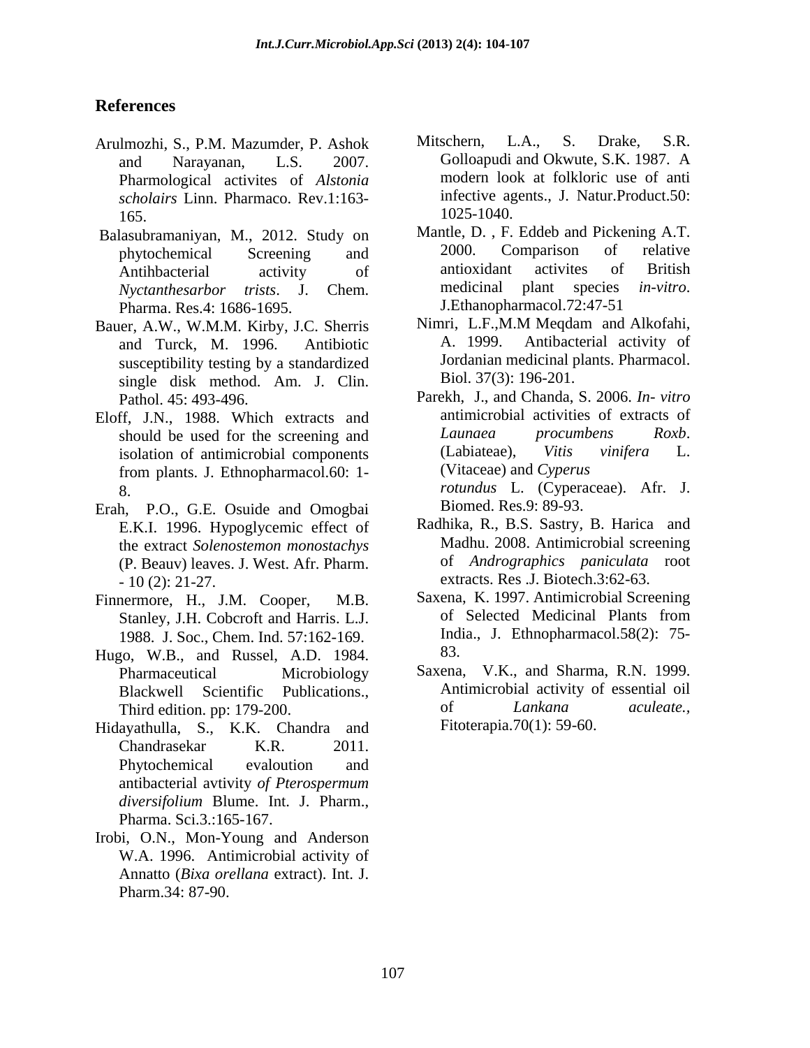## References

Arulmozhi, S., P.M. Mazumder, P. Ashok and Narayanan, L.S. 2007. Pharmological activites of *Alstonia scholairs* Linn. Pharmaco. Rev.1:163-165.

Balasubramaniyan, M., 2012. Study on phytochemical Screening and Antihbacterial activity of *Nyctanthesarbor trists*. J. Chem. Pharma. Res.4: 1686-1695.

Bauer, A.W., W.M.M. Kirby, J.C. Sherris and Turck, M. 1996. Antibiotic susceptibility testing by a standardized single disk method. Am. J. Clin. Pathol. 45: 493-496.

Eloff, J.N., 1988. Which extracts and should be used for the screening and isolation of antimicrobial components from plants. J. Ethnopharmacol.60: 1-8.

Erah, P.O., G.E. Osuide and Omogbai E.K.I. 1996. Hypoglycemic effect of the extract *Solenostemon monostachys* (P. Beauv) leaves. J. West. Afr. Pharm. - 10 (2): 21-27.

Finnermore, H., J.M. Cooper, M.B. Stanley, J.H. Cobcroft and Harris. L.J. 1988. J. Soc., Chem. Ind. 57:162-169.

Hugo, W.B., and Russel, A.D. 1984. Pharmaceutical Microbiology Blackwell Scientific Publications., Third edition. pp: 179-200.

Hidayathulla, S., K.K. Chandra and Chandrasekar K.R. 2011. Phytochemical evaloution and antibacterial avtivity *of Pterospermum diversifolium* Blume. Int. J. Pharm., Pharma. Sci.3.:165-167.

Irobi, O.N., Mon-Young and Anderson W.A. 1996. Antimicrobial activity of Annatto (*Bixa orellana* extract). Int. J. Pharm.34: 87-90.

Mitschern, L.A., S. Drake, S.R. Golloapudi and Okwute, S.K. 1987. A modern look at folkloric use of anti infective agents., J. Natur.Product.50: 1025-1040.

Mantle, D. , F. Eddeb and Pickening A.T. 2000. Comparison of relative antioxidant activites of British medicinal plant species *in-vitro*. J.Ethanopharmacol.72:47-51

Nimri, L.F.,M.M Meqdam and Alkofahi, A. 1999. Antibacterial activity of Jordanian medicinal plants. Pharmacol. Biol. 37(3): 196-201.

Parekh, J., and Chanda, S. 2006. *In- vitro* antimicrobial activities of extracts of *Launaea procumbens Roxb*. (Labiateae), *Vitis vinifera* L. (Vitaceae) and *Cyperus rotundus* L. (Cyperaceae). Afr. J. Biomed. Res.9: 89-93.

Radhika, R., B.S. Sastry, B. Harica and Madhu. 2008. Antimicrobial screening of *Andrographics paniculata* root extracts. Res .J. Biotech.3:62-63.

Saxena, K. 1997. Antimicrobial Screening of Selected Medicinal Plants from India., J. Ethnopharmacol.58(2): 75-83.

Saxena, V.K., and Sharma, R.N. 1999. Antimicrobial activity of essential oil of *Lankana aculeate.*, Fitoterapia.70(1): 59-60.